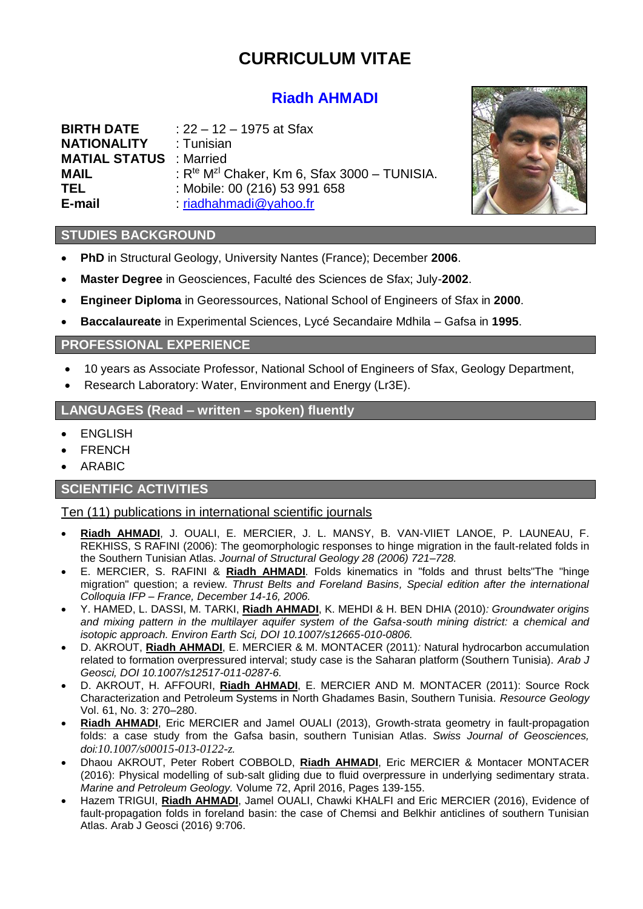# CURRICULUM VITAE

## Riadh AHMADI

**BIRTH DATE** : 22 – 12 – 1975 at Sfax
**NATIONALITY** : Tunisian
**MATIAL STATUS** : Married
**MAIL** : R$^{te}$ M$^{zl}$ Chaker, Km 6, Sfax 3000 – TUNISIA.
**TEL** : Mobile: 00 (216) 53 991 658
**E-mail** : riadhahmadi@yahoo.fr

## STUDIES BACKGROUND

- **PhD** in Structural Geology, University Nantes (France); December **2006**.
- **Master Degree** in Geosciences, Faculté des Sciences de Sfax; July-**2002**.
- **Engineer Diploma** in Georessources, National School of Engineers of Sfax in **2000**.
- **Baccalaureate** in Experimental Sciences, Lycé Secandaire Mdhila – Gafsa in **1995**.

## PROFESSIONAL EXPERIENCE

- 10 years as Associate Professor, National School of Engineers of Sfax, Geology Department,
- Research Laboratory: Water, Environment and Energy (Lr3E).

## LANGUAGES (Read – written – spoken) fluently

- ENGLISH
- FRENCH
- ARABIC

## SCIENTIFIC ACTIVITIES

Ten (11) publications in international scientific journals

- **Riadh AHMADI**, J. OUALI, E. MERCIER, J. L. MANSY, B. VAN-VlIET LANOE, P. LAUNEAU, F. REKHISS, S RAFINI (2006): The geomorphologic responses to hinge migration in the fault-related folds in the Southern Tunisian Atlas. *Journal of Structural Geology 28 (2006) 721–728.*
- E. MERCIER, S. RAFINI & **Riadh AHMADI**. Folds kinematics in "folds and thrust belts"The "hinge migration" question; a review. *Thrust Belts and Foreland Basins, Special edition after the international Colloquia IFP – France, December 14-16, 2006.*
- Y. HAMED, L. DASSI, M. TARKI, **Riadh AHMADI**, K. MEHDI & H. BEN DHIA (2010)*: Groundwater origins and mixing pattern in the multilayer aquifer system of the Gafsa-south mining district: a chemical and isotopic approach. Environ Earth Sci, DOI 10.1007/s12665-010-0806.*
- D. AKROUT, **Riadh AHMADI**, E. MERCIER & M. MONTACER (2011)*:* Natural hydrocarbon accumulation related to formation overpressured interval; study case is the Saharan platform (Southern Tunisia). *Arab J Geosci, DOI 10.1007/s12517-011-0287-6.*
- D. AKROUT, H. AFFOURI, **Riadh AHMADI**, E. MERCIER AND M. MONTACER (2011): Source Rock Characterization and Petroleum Systems in North Ghadames Basin, Southern Tunisia. *Resource Geology* Vol. 61, No. 3: 270–280.
- **Riadh AHMADI**, Eric MERCIER and Jamel OUALI (2013), Growth-strata geometry in fault-propagation folds: a case study from the Gafsa basin, southern Tunisian Atlas. *Swiss Journal of Geosciences, doi:10.1007/s00015-013-0122-z.*
- Dhaou AKROUT, Peter Robert COBBOLD, **Riadh AHMADI**, Eric MERCIER & Montacer MONTACER (2016): Physical modelling of sub-salt gliding due to fluid overpressure in underlying sedimentary strata. *Marine and Petroleum Geology.* Volume 72, April 2016, Pages 139-155.
- Hazem TRIGUI, **Riadh AHMADI**, Jamel OUALI, Chawki KHALFI and Eric MERCIER (2016), Evidence of fault-propagation folds in foreland basin: the case of Chemsi and Belkhir anticlines of southern Tunisian Atlas. Arab J Geosci (2016) 9:706.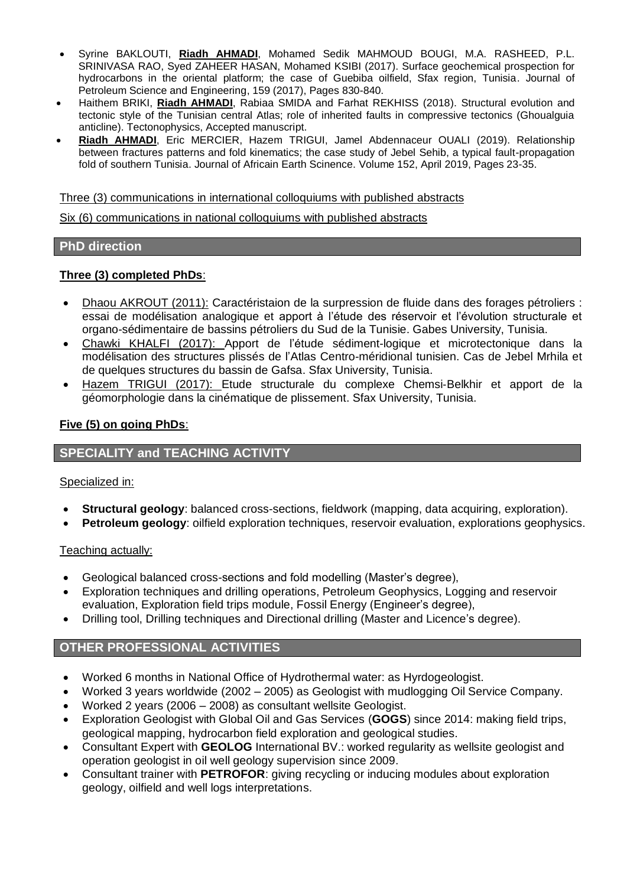- Syrine BAKLOUTI, **Riadh AHMADI**, Mohamed Sedik MAHMOUD BOUGI, M.A. RASHEED, P.L. SRINIVASA RAO, Syed ZAHEER HASAN, Mohamed KSIBI (2017). Surface geochemical prospection for hydrocarbons in the oriental platform; the case of Guebiba oilfield, Sfax region, Tunisia. Journal of Petroleum Science and Engineering, 159 (2017), Pages 830-840.
- Haithem BRIKI, **Riadh AHMADI**, Rabiaa SMIDA and Farhat REKHISS (2018). Structural evolution and tectonic style of the Tunisian central Atlas; role of inherited faults in compressive tectonics (Ghoualguia anticline). Tectonophysics, Accepted manuscript.
- **Riadh AHMADI**, Eric MERCIER, Hazem TRIGUI, Jamel Abdennaceur OUALI (2019). Relationship between fractures patterns and fold kinematics; the case study of Jebel Sehib, a typical fault-propagation fold of southern Tunisia. Journal of Africain Earth Scinence. Volume 152, April 2019, Pages 23-35.

Three (3) communications in international colloquiums with published abstracts

Six (6) communications in national colloquiums with published abstracts

## PhD direction

**Three (3) completed PhDs**:

- Dhaou AKROUT (2011): Caractéristaion de la surpression de fluide dans des forages pétroliers : essai de modélisation analogique et apport à l'étude des réservoir et l'évolution structurale et organo-sédimentaire de bassins pétroliers du Sud de la Tunisie. Gabes University, Tunisia.
- Chawki KHALFI (2017): Apport de l'étude sédiment-logique et microtectonique dans la modélisation des structures plissés de l'Atlas Centro-méridional tunisien. Cas de Jebel Mrhila et de quelques structures du bassin de Gafsa. Sfax University, Tunisia.
- Hazem TRIGUI (2017): Etude structurale du complexe Chemsi-Belkhir et apport de la géomorphologie dans la cinématique de plissement. Sfax University, Tunisia.

**Five (5) on going PhDs**:

## SPECIALITY and TEACHING ACTIVITY

Specialized in:

- **Structural geology**: balanced cross-sections, fieldwork (mapping, data acquiring, exploration).
- **Petroleum geology**: oilfield exploration techniques, reservoir evaluation, explorations geophysics.

Teaching actually:

- Geological balanced cross-sections and fold modelling (Master's degree),
- Exploration techniques and drilling operations, Petroleum Geophysics, Logging and reservoir evaluation, Exploration field trips module, Fossil Energy (Engineer's degree),
- Drilling tool, Drilling techniques and Directional drilling (Master and Licence's degree).

## OTHER PROFESSIONAL ACTIVITIES

- Worked 6 months in National Office of Hydrothermal water: as Hyrdogeologist.
- Worked 3 years worldwide (2002 – 2005) as Geologist with mudlogging Oil Service Company.
- Worked 2 years (2006 – 2008) as consultant wellsite Geologist.
- Exploration Geologist with Global Oil and Gas Services (**GOGS**) since 2014: making field trips, geological mapping, hydrocarbon field exploration and geological studies.
- Consultant Expert with **GEOLOG** International BV.: worked regularity as wellsite geologist and operation geologist in oil well geology supervision since 2009.
- Consultant trainer with **PETROFOR**: giving recycling or inducing modules about exploration geology, oilfield and well logs interpretations.